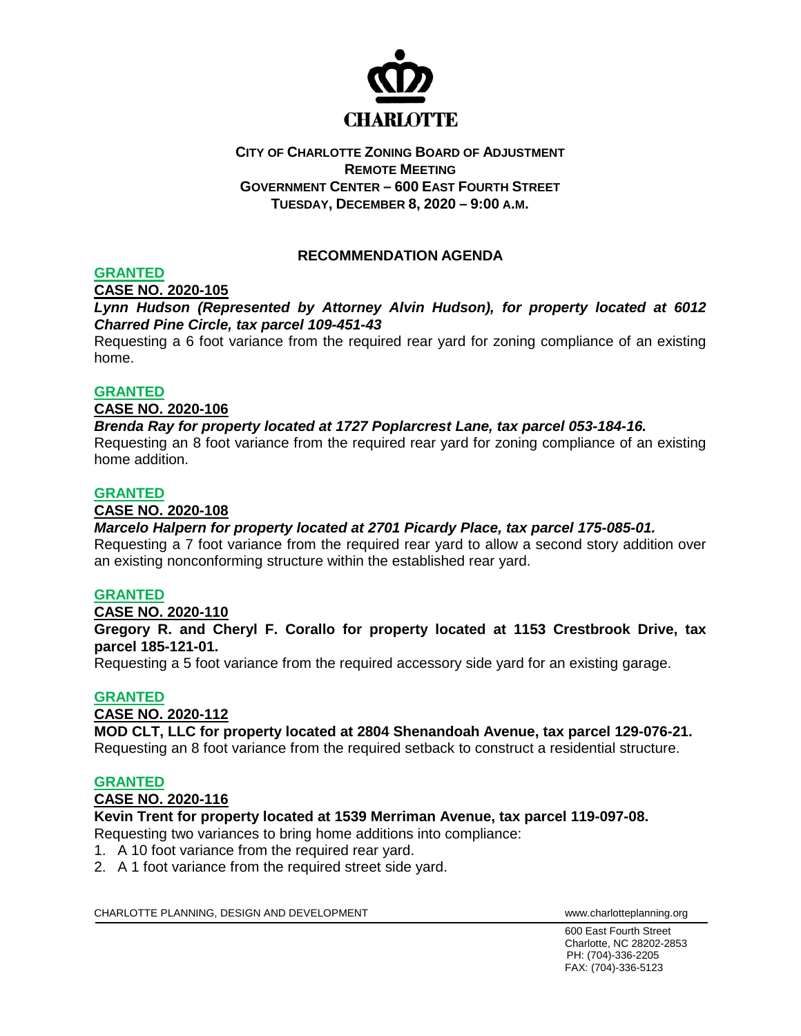CHARLOTTE

**CITY OF CHARLOTTE ZONING BOARD OF ADJUSTMENT**
**REMOTE MEETING**
**GOVERNMENT CENTER – 600 EAST FOURTH STREET**
**TUESDAY, DECEMBER 8, 2020 – 9:00 A.M.**

## RECOMMENDATION AGENDA

**GRANTED**

**CASE NO. 2020-105**

***Lynn Hudson (Represented by Attorney Alvin Hudson), for property located at 6012 Charred Pine Circle, tax parcel 109-451-43***

Requesting a 6 foot variance from the required rear yard for zoning compliance of an existing home.

**GRANTED**

**CASE NO. 2020-106**

***Brenda Ray for property located at 1727 Poplarcrest Lane, tax parcel 053-184-16.***

Requesting an 8 foot variance from the required rear yard for zoning compliance of an existing home addition.

**GRANTED**

**CASE NO. 2020-108**

***Marcelo Halpern for property located at 2701 Picardy Place, tax parcel 175-085-01.***

Requesting a 7 foot variance from the required rear yard to allow a second story addition over an existing nonconforming structure within the established rear yard.

**GRANTED**

**CASE NO. 2020-110**

**Gregory R. and Cheryl F. Corallo for property located at 1153 Crestbrook Drive, tax parcel 185-121-01.**

Requesting a 5 foot variance from the required accessory side yard for an existing garage.

**GRANTED**

**CASE NO. 2020-112**

**MOD CLT, LLC for property located at 2804 Shenandoah Avenue, tax parcel 129-076-21.**

Requesting an 8 foot variance from the required setback to construct a residential structure.

**GRANTED**

**CASE NO. 2020-116**

**Kevin Trent for property located at 1539 Merriman Avenue, tax parcel 119-097-08.**

Requesting two variances to bring home additions into compliance:

1. A 10 foot variance from the required rear yard.
2. A 1 foot variance from the required street side yard.

CHARLOTTE PLANNING, DESIGN AND DEVELOPMENT www.charlotteplanning.org

600 East Fourth Street
Charlotte, NC 28202-2853
PH: (704)-336-2205
FAX: (704)-336-5123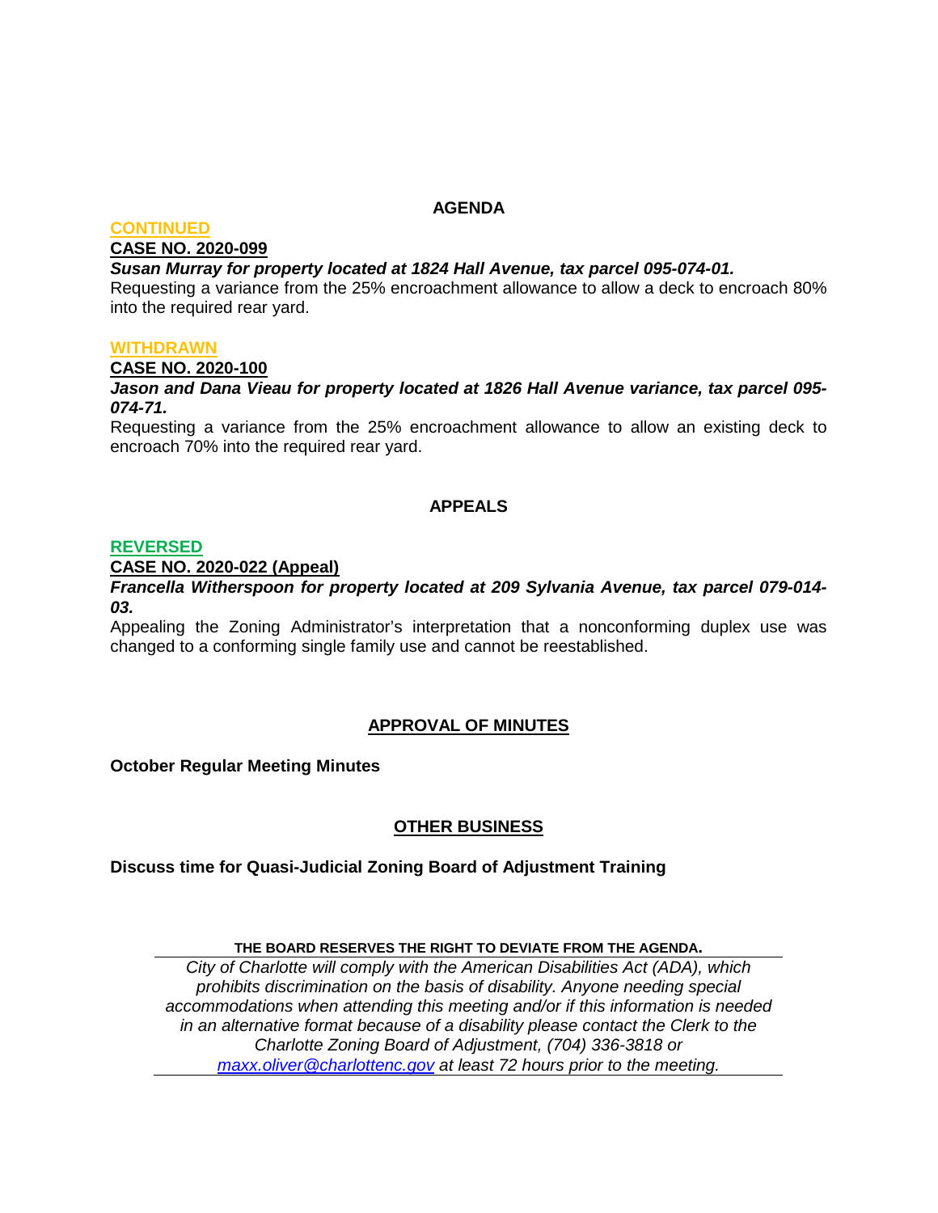## AGENDA

**CONTINUED**

**CASE NO. 2020-099**

***Susan Murray for property located at 1824 Hall Avenue, tax parcel 095-074-01.***

Requesting a variance from the 25% encroachment allowance to allow a deck to encroach 80% into the required rear yard.

**WITHDRAWN**

**CASE NO. 2020-100**

***Jason and Dana Vieau for property located at 1826 Hall Avenue variance, tax parcel 095-074-71.***

Requesting a variance from the 25% encroachment allowance to allow an existing deck to encroach 70% into the required rear yard.

## APPEALS

**REVERSED**

**CASE NO. 2020-022 (Appeal)**

***Francella Witherspoon for property located at 209 Sylvania Avenue, tax parcel 079-014-03.***

Appealing the Zoning Administrator's interpretation that a nonconforming duplex use was changed to a conforming single family use and cannot be reestablished.

## APPROVAL OF MINUTES

**October Regular Meeting Minutes**

## OTHER BUSINESS

**Discuss time for Quasi-Judicial Zoning Board of Adjustment Training**

**THE BOARD RESERVES THE RIGHT TO DEVIATE FROM THE AGENDA.**

*City of Charlotte will comply with the American Disabilities Act (ADA), which prohibits discrimination on the basis of disability. Anyone needing special accommodations when attending this meeting and/or if this information is needed in an alternative format because of a disability please contact the Clerk to the Charlotte Zoning Board of Adjustment, (704) 336-3818 or maxx.oliver@charlottenc.gov at least 72 hours prior to the meeting.*